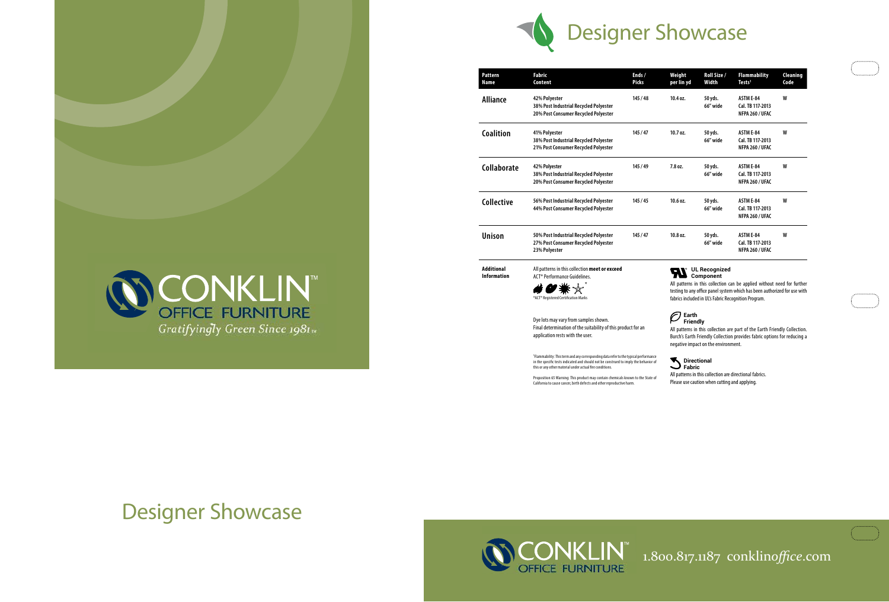# Designer Showcase

| Pattern Name | Fabric Content | Ends / Picks | Weight per lin yd | Roll Size / Width | Flammability Tests[1] | Cleaning Code |
|---|---|---|---|---|---|---|
| **Alliance** | 42% Polyester<br>38% Post Industrial Recycled Polyester<br>20% Post Consumer Recycled Polyester | 145 / 48 | 10.4 oz. | 50 yds.<br>66" wide | ASTM E-84<br>Cal. TB 117-2013<br>NFPA 260 / UFAC | W |
| **Coalition** | 41% Polyester<br>38% Post Industrial Recycled Polyester<br>21% Post Consumer Recycled Polyester | 145 / 47 | 10.7 oz. | 50 yds.<br>66" wide | ASTM E-84<br>Cal. TB 117-2013<br>NFPA 260 / UFAC | W |
| **Collaborate** | 42% Polyester<br>38% Post Industrial Recycled Polyester<br>20% Post Consumer Recycled Polyester | 145 / 49 | 7.8 oz. | 50 yds.<br>66" wide | ASTM E-84<br>Cal. TB 117-2013<br>NFPA 260 / UFAC | W |
| **Collective** | 56% Post Industrial Recycled Polyester<br>44% Post Consumer Recycled Polyester | 145 / 45 | 10.6 oz. | 50 yds.<br>66" wide | ASTM E-84<br>Cal. TB 117-2013<br>NFPA 260 / UFAC | W |
| **Unison** | 50% Post Industrial Recycled Polyester<br>27% Post Consumer Recycled Polyester<br>23% Polyester | 145 / 47 | 10.8 oz. | 50 yds.<br>66" wide | ASTM E-84<br>Cal. TB 117-2013<br>NFPA 260 / UFAC | W |

**Additional Information**

All patterns in this collection **meet or exceed** ACT® Performance Guidelines.

*ACT® Registered Certification Marks

Dye lots may vary from samples shown.
Final determination of the suitability of this product for an application rests with the user.

[1]Flammability: This term and any corresponding data refer to the typical performance in the specific tests indicated and should not be construed to imply the behavior of this or any other material under actual fire conditions.

Proposition 65 Warning: This product may contain chemicals known to the State of California to cause cancer, birth defects and other reproductive harm.

**UL Recognized Component**

All patterns in this collection can be applied without need for further testing to any office panel system which has been authorized for use with fabrics included in UL's Fabric Recognition Program.

**Earth Friendly**

All patterns in this collection are part of the Earth Friendly Collection. Burch's Earth Friendly Collection provides fabric options for reducing a negative impact on the environment.

**Directional Fabric**

All patterns in this collection are directional fabrics.
Please use caution when cutting and applying.

CONKLIN™ OFFICE FURNITURE

*Gratifyingly Green Since 1981™*

# Designer Showcase

CONKLIN™ OFFICE FURNITURE 1.800.817.1187 conklin*office*.com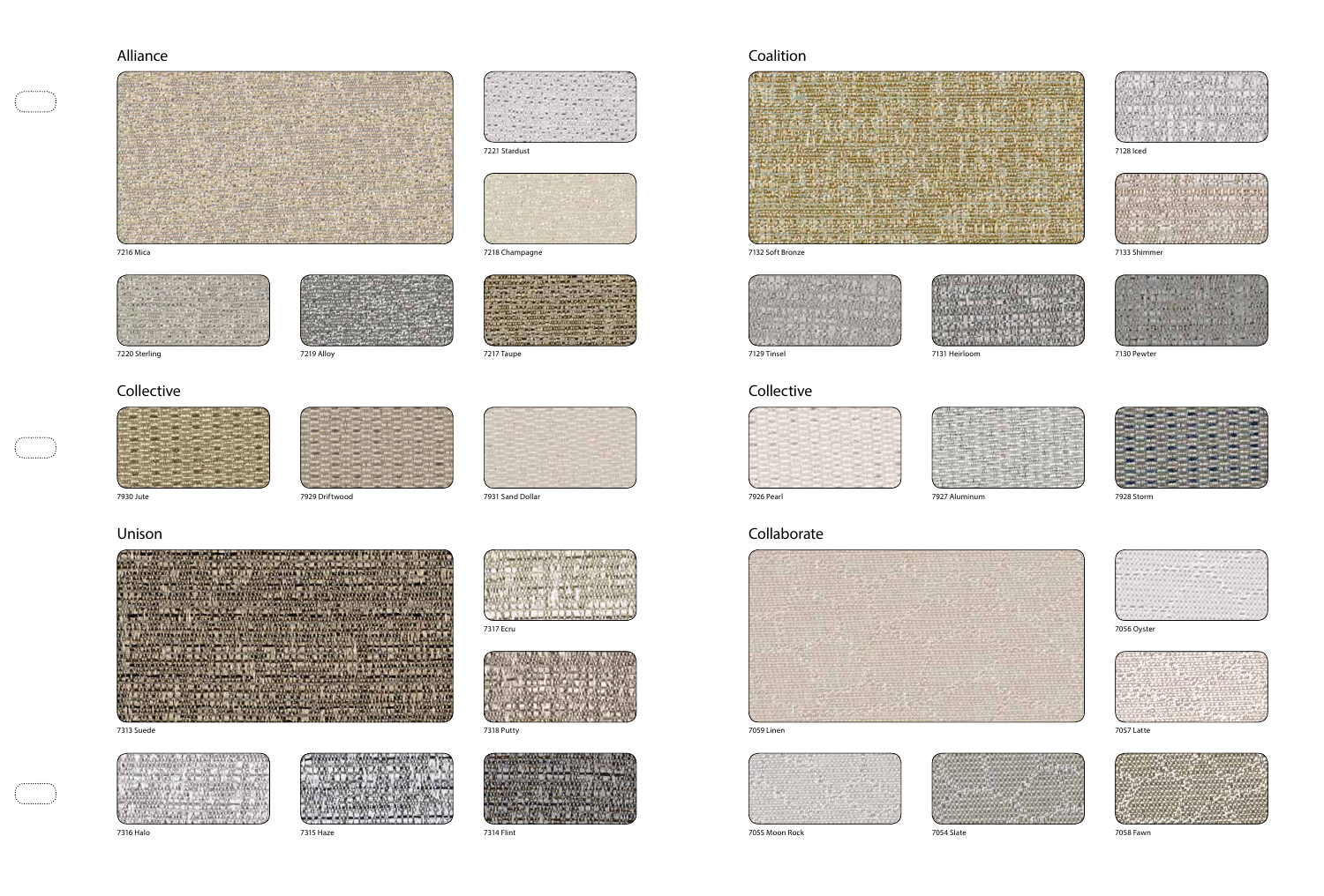## Alliance

7216 Mica

7221 Stardust

7218 Champagne

7220 Sterling

7219 Alloy

7217 Taupe

## Collective

7930 Jute

7929 Driftwood

7931 Sand Dollar

## Unison

7313 Suede

7317 Ecru

7318 Putty

7316 Halo

7315 Haze

7314 Flint

## Coalition

7132 Soft Bronze

7128 Iced

7133 Shimmer

7129 Tinsel

7131 Heirloom

7130 Pewter

## Collective

7926 Pearl

7927 Aluminum

7928 Storm

## Collaborate

7059 Linen

7056 Oyster

7057 Latte

7055 Moon Rock

7054 Slate

7058 Fawn